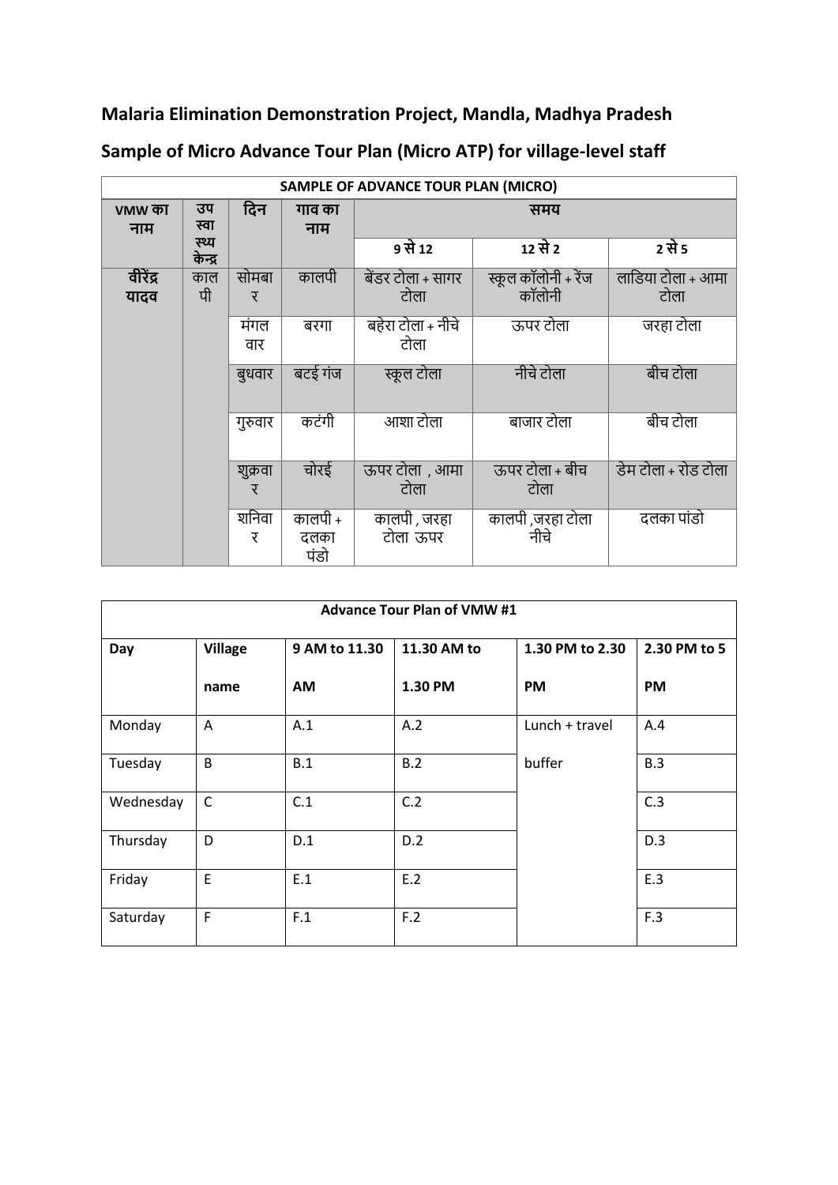## Malaria Elimination Demonstration Project, Mandla, Madhya Pradesh

## Sample of Micro Advance Tour Plan (Micro ATP) for village-level staff

| SAMPLE OF ADVANCE TOUR PLAN (MICRO) | | | | | | |
|---|---|---|---|---|---|---|
| VMW का नाम | उप स्वास्थ्य केन्द्र | दिन | गाव का नाम | समय | | |
| | | | | 9 से 12 | 12 से 2 | 2 से 5 |
| वीरेंद्र यादव | कालपी | सोमबार | कालपी | बेंडर टोला + सागर टोला | स्कूल कॉलोनी + रेंज कॉलोनी | लाडिया टोला + आमा टोला |
| | | मंगलवार | बरगा | बहेरा टोला + नीचे टोला | ऊपर टोला | जरहा टोला |
| | | बुधवार | बटई गंज | स्कूल टोला | नीचे टोला | बीच टोला |
| | | गुरुवार | कटंगी | आशा टोला | बाजार टोला | बीच टोला |
| | | शुक्रवार | चोरई | ऊपर टोला , आमा टोला | ऊपर टोला + बीच टोला | डेम टोला + रोड टोला |
| | | शनिवार | कालपी + दलका पंडो | कालपी , जरहा टोला ऊपर | कालपी ,जरहा टोला नीचे | दलका पांडो |

| Advance Tour Plan of VMW #1 | | | | | |
|---|---|---|---|---|---|
| Day | Village name | 9 AM to 11.30 AM | 11.30 AM to 1.30 PM | 1.30 PM to 2.30 PM | 2.30 PM to 5 PM |
| Monday | A | A.1 | A.2 | Lunch + travel buffer | A.4 |
| Tuesday | B | B.1 | B.2 | | B.3 |
| Wednesday | C | C.1 | C.2 | | C.3 |
| Thursday | D | D.1 | D.2 | | D.3 |
| Friday | E | E.1 | E.2 | | E.3 |
| Saturday | F | F.1 | F.2 | | F.3 |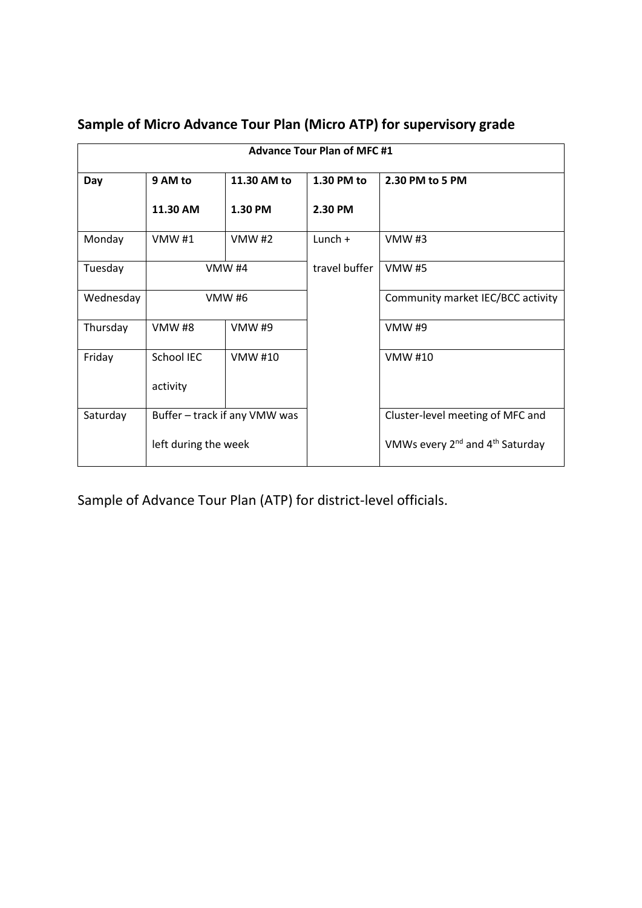## Sample of Micro Advance Tour Plan (Micro ATP) for supervisory grade

| Advance Tour Plan of MFC #1 | | | | |
|---|---|---|---|---|
| **Day** | **9 AM to 11.30 AM** | **11.30 AM to 1.30 PM** | **1.30 PM to 2.30 PM** | **2.30 PM to 5 PM** |
| Monday | VMW #1 | VMW #2 | Lunch + travel buffer | VMW #3 |
| Tuesday | VMW #4 | | | VMW #5 |
| Wednesday | VMW #6 | | | Community market IEC/BCC activity |
| Thursday | VMW #8 | VMW #9 | | VMW #9 |
| Friday | School IEC activity | VMW #10 | | VMW #10 |
| Saturday | Buffer – track if any VMW was left during the week | | | Cluster-level meeting of MFC and VMWs every 2nd and 4th Saturday |

Sample of Advance Tour Plan (ATP) for district-level officials.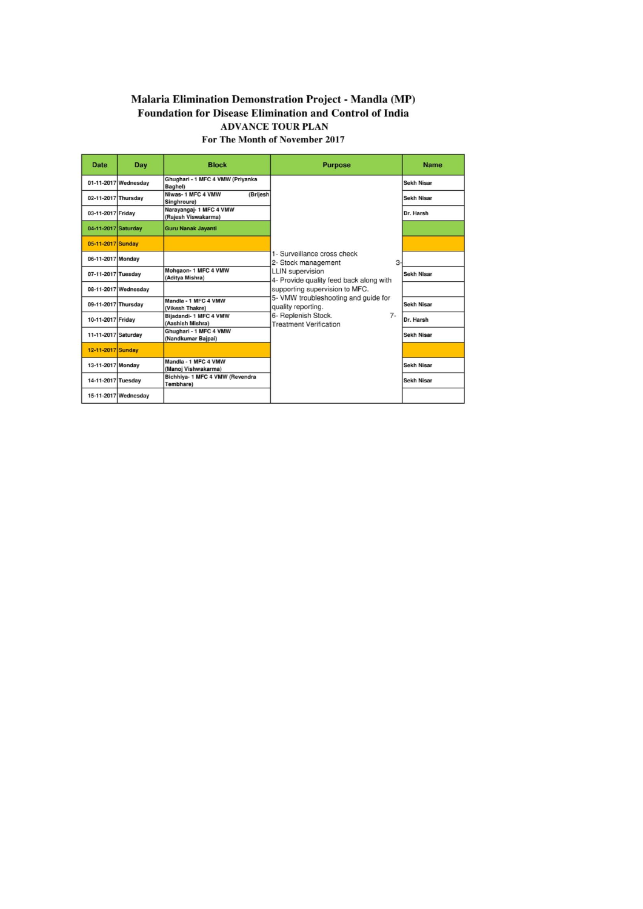# Malaria Elimination Demonstration Project - Mandla (MP)

## Foundation for Disease Elimination and Control of India

### ADVANCE TOUR PLAN

### For The Month of November 2017

| Date | Day | Block | Purpose | Name |
|---|---|---|---|---|
| 01-11-2017 | Wednesday | Ghughari - 1 MFC 4 VMW (Priyanka Baghel) | 1- Surveillance cross check<br>2- Stock management 3- LLIN supervision<br>4- Provide quality feed back along with supporting supervision to MFC.<br>5- VMW troubleshooting and guide for quality reporting.<br>6- Replenish Stock. 7- Treatment Verification | Sekh Nisar |
| 02-11-2017 | Thursday | Niwas- 1 MFC 4 VMW (Brijesh Singhroure) | | Sekh Nisar |
| 03-11-2017 | Friday | Narayangaj- 1 MFC 4 VMW (Rajesh Viswakarma) | | Dr. Harsh |
| 04-11-2017 | Saturday | Guru Nanak Jayanti | | |
| 05-11-2017 | Sunday | | | |
| 06-11-2017 | Monday | | | |
| 07-11-2017 | Tuesday | Mohgaon- 1 MFC 4 VMW (Aditya Mishra) | | Sekh Nisar |
| 08-11-2017 | Wednesday | | | |
| 09-11-2017 | Thursday | Mandla - 1 MFC 4 VMW (Vikesh Thakre) | | Sekh Nisar |
| 10-11-2017 | Friday | Bijadandi- 1 MFC 4 VMW (Aashish Mishra) | | Dr. Harsh |
| 11-11-2017 | Saturday | Ghughari - 1 MFC 4 VMW (Nandkumar Bajpai) | | Sekh Nisar |
| 12-11-2017 | Sunday | | | |
| 13-11-2017 | Monday | Mandla - 1 MFC 4 VMW (Manoj Vishwakarma) | | Sekh Nisar |
| 14-11-2017 | Tuesday | Bichhiya- 1 MFC 4 VMW (Revendra Tembhare) | | Sekh Nisar |
| 15-11-2017 | Wednesday | | | |